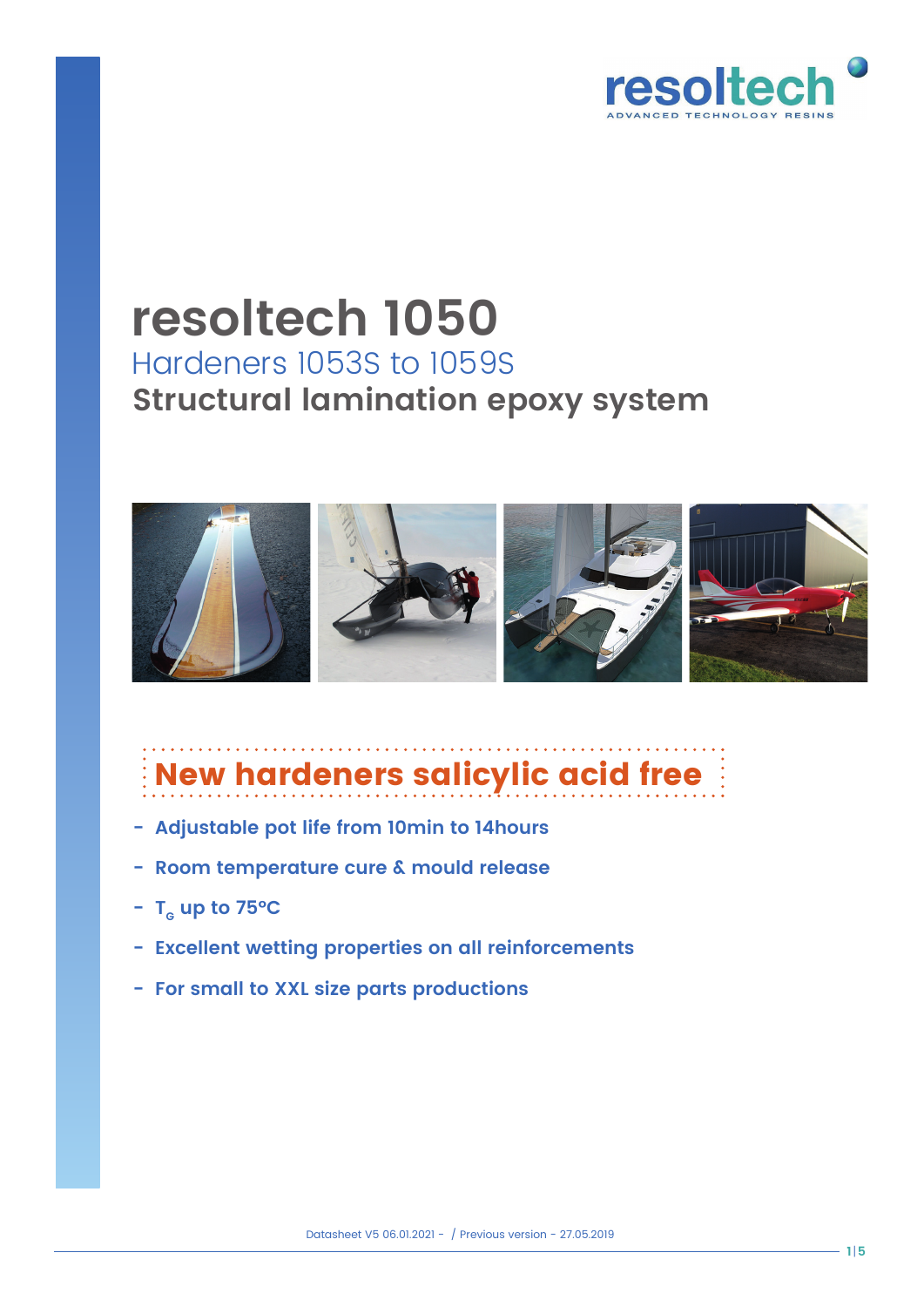# resoltech 1050

## Hardeners 1053S to 1059S

## Structural lamination epoxy system

**New hardeners salicylic acid free**

- **Adjustable pot life from 10min to 14hours**
- **Room temperature cure & mould release**
- **$T_G$ up to 75°C**
- **Excellent wetting properties on all reinforcements**
- **For small to XXL size parts productions**

Datasheet V5 06.01.2021 - / Previous version - 27.05.2019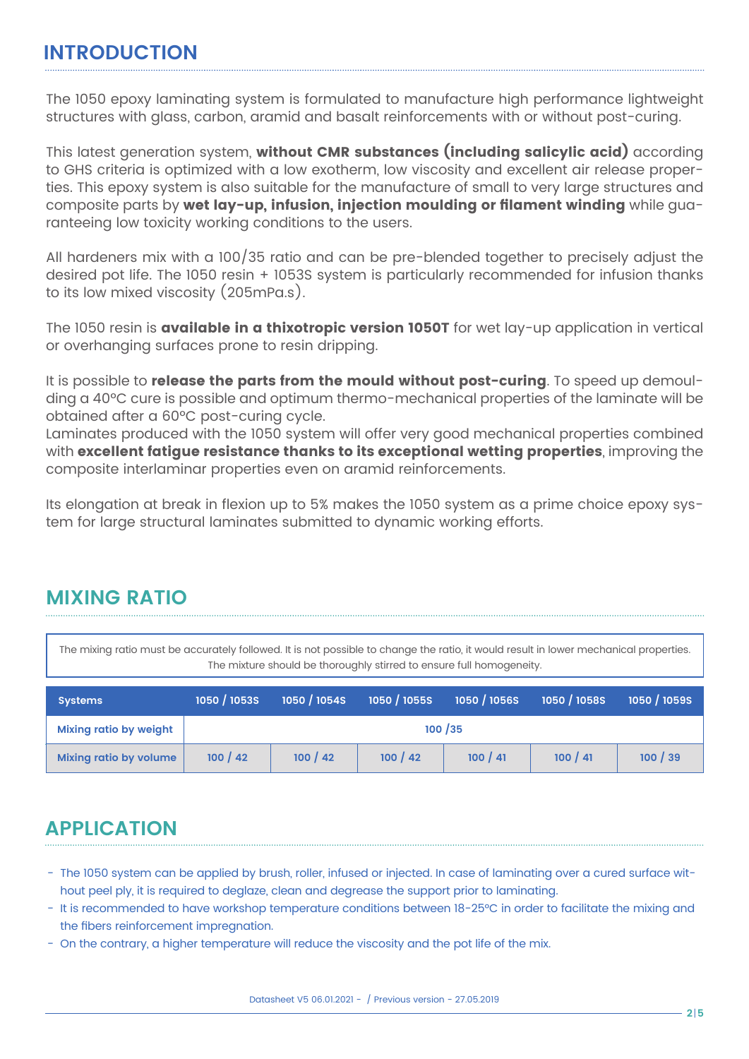## INTRODUCTION

The 1050 epoxy laminating system is formulated to manufacture high performance lightweight structures with glass, carbon, aramid and basalt reinforcements with or without post-curing.

This latest generation system, **without CMR substances (including salicylic acid)** according to GHS criteria is optimized with a low exotherm, low viscosity and excellent air release properties. This epoxy system is also suitable for the manufacture of small to very large structures and composite parts by **wet lay-up, infusion, injection moulding or filament winding** while guaranteeing low toxicity working conditions to the users.

All hardeners mix with a 100/35 ratio and can be pre-blended together to precisely adjust the desired pot life. The 1050 resin + 1053S system is particularly recommended for infusion thanks to its low mixed viscosity (205mPa.s).

The 1050 resin is **available in a thixotropic version 1050T** for wet lay-up application in vertical or overhanging surfaces prone to resin dripping.

It is possible to **release the parts from the mould without post-curing**. To speed up demoulding a 40°C cure is possible and optimum thermo-mechanical properties of the laminate will be obtained after a 60°C post-curing cycle.
Laminates produced with the 1050 system will offer very good mechanical properties combined with **excellent fatigue resistance thanks to its exceptional wetting properties**, improving the composite interlaminar properties even on aramid reinforcements.

Its elongation at break in flexion up to 5% makes the 1050 system as a prime choice epoxy system for large structural laminates submitted to dynamic working efforts.

## MIXING RATIO

The mixing ratio must be accurately followed. It is not possible to change the ratio, it would result in lower mechanical properties. The mixture should be thoroughly stirred to ensure full homogeneity.

| Systems | 1050 / 1053S | 1050 / 1054S | 1050 / 1055S | 1050 / 1056S | 1050 / 1058S | 1050 / 1059S |
|---|---|---|---|---|---|---|
| Mixing ratio by weight | 100 /35 | | | | | |
| Mixing ratio by volume | 100 / 42 | 100 / 42 | 100 / 42 | 100 / 41 | 100 / 41 | 100 / 39 |

## APPLICATION

- The 1050 system can be applied by brush, roller, infused or injected. In case of laminating over a cured surface without peel ply, it is required to deglaze, clean and degrease the support prior to laminating.
- It is recommended to have workshop temperature conditions between 18-25°C in order to facilitate the mixing and the fibers reinforcement impregnation.
- On the contrary, a higher temperature will reduce the viscosity and the pot life of the mix.

Datasheet V5 06.01.2021 - / Previous version - 27.05.2019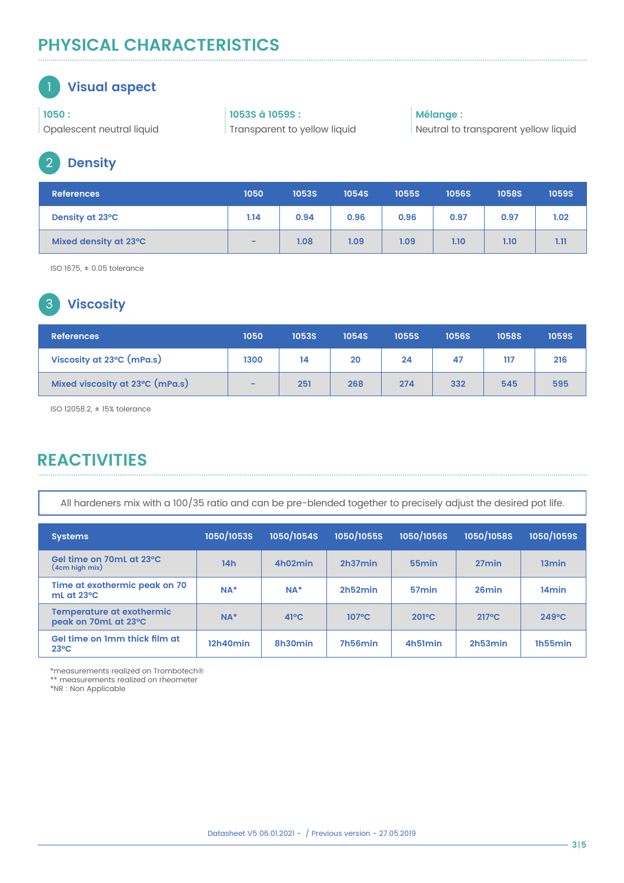# PHYSICAL CHARACTERISTICS

## 1 Visual aspect

**1050 :**
Opalescent neutral liquid

**1053S à 1059S :**
Transparent to yellow liquid

**Mélange :**
Neutral to transparent yellow liquid

## 2 Density

| References | 1050 | 1053S | 1054S | 1055S | 1056S | 1058S | 1059S |
|---|---|---|---|---|---|---|---|
| Density at 23°C | 1.14 | 0.94 | 0.96 | 0.96 | 0.97 | 0.97 | 1.02 |
| Mixed density at 23°C | - | 1.08 | 1.09 | 1.09 | 1.10 | 1.10 | 1.11 |

ISO 1675, ± 0.05 tolerance

## 3 Viscosity

| References | 1050 | 1053S | 1054S | 1055S | 1056S | 1058S | 1059S |
|---|---|---|---|---|---|---|---|
| Viscosity at 23°C (mPa.s) | 1300 | 14 | 20 | 24 | 47 | 117 | 216 |
| Mixed viscosity at 23°C (mPa.s) | - | 251 | 268 | 274 | 332 | 545 | 595 |

ISO 12058.2, ± 15% tolerance

# REACTIVITIES

All hardeners mix with a 100/35 ratio and can be pre-blended together to precisely adjust the desired pot life.

| Systems | 1050/1053S | 1050/1054S | 1050/1055S | 1050/1056S | 1050/1058S | 1050/1059S |
|---|---|---|---|---|---|---|
| Gel time on 70mL at 23°C (4cm high mix) | 14h | 4h02min | 2h37min | 55min | 27min | 13min |
| Time at exothermic peak on 70 mL at 23°C | NA* | NA* | 2h52min | 57min | 26min | 14min |
| Temperature at exothermic peak on 70mL at 23°C | NA* | 41°C | 107°C | 201°C | 217°C | 249°C |
| Gel time on 1mm thick film at 23°C | 12h40min | 8h30min | 7h56min | 4h51min | 2h53min | 1h55min |

*measurements realized on Trombotech®
** measurements realized on rheometer
*NR : Non Applicable

Datasheet V5 06.01.2021 - / Previous version - 27.05.2019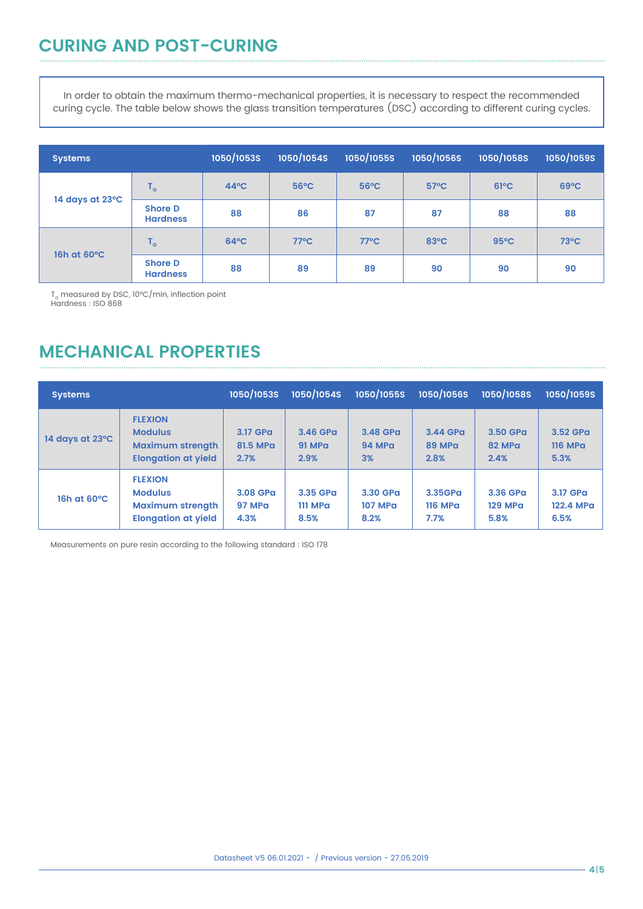## CURING AND POST-CURING

In order to obtain the maximum thermo-mechanical properties, it is necessary to respect the recommended curing cycle. The table below shows the glass transition temperatures (DSC) according to different curing cycles.

| Systems | | 1050/1053S | 1050/1054S | 1050/1055S | 1050/1056S | 1050/1058S | 1050/1059S |
|---|---|---|---|---|---|---|---|
| 14 days at 23°C | $T_G$ | 44°C | 56°C | 56°C | 57°C | 61°C | 69°C |
| | Shore D Hardness | 88 | 86 | 87 | 87 | 88 | 88 |
| 16h at 60°C | $T_G$ | 64°C | 77°C | 77°C | 83°C | 95°C | 73°C |
| | Shore D Hardness | 88 | 89 | 89 | 90 | 90 | 90 |

$T_G$ measured by DSC, 10°C/min, inflection point
Hardness : ISO 868

## MECHANICAL PROPERTIES

| Systems | | 1050/1053S | 1050/1054S | 1050/1055S | 1050/1056S | 1050/1058S | 1050/1059S |
|---|---|---|---|---|---|---|---|
| 14 days at 23°C | FLEXION<br>Modulus<br>Maximum strength<br>Elongation at yield | 3.17 GPa<br>81.5 MPa<br>2.7% | 3.46 GPa<br>91 MPa<br>2.9% | 3.48 GPa<br>94 MPa<br>3% | 3.44 GPa<br>89 MPa<br>2.8% | 3.50 GPa<br>82 MPa<br>2.4% | 3.52 GPa<br>116 MPa<br>5.3% |
| 16h at 60°C | FLEXION<br>Modulus<br>Maximum strength<br>Elongation at yield | 3.08 GPa<br>97 MPa<br>4.3% | 3.35 GPa<br>111 MPa<br>8.5% | 3.30 GPa<br>107 MPa<br>8.2% | 3.35GPa<br>116 MPa<br>7.7% | 3.36 GPa<br>129 MPa<br>5.8% | 3.17 GPa<br>122.4 MPa<br>6.5% |

Measurements on pure resin according to the following standard : ISO 178

Datasheet V5 06.01.2021 - / Previous version - 27.05.2019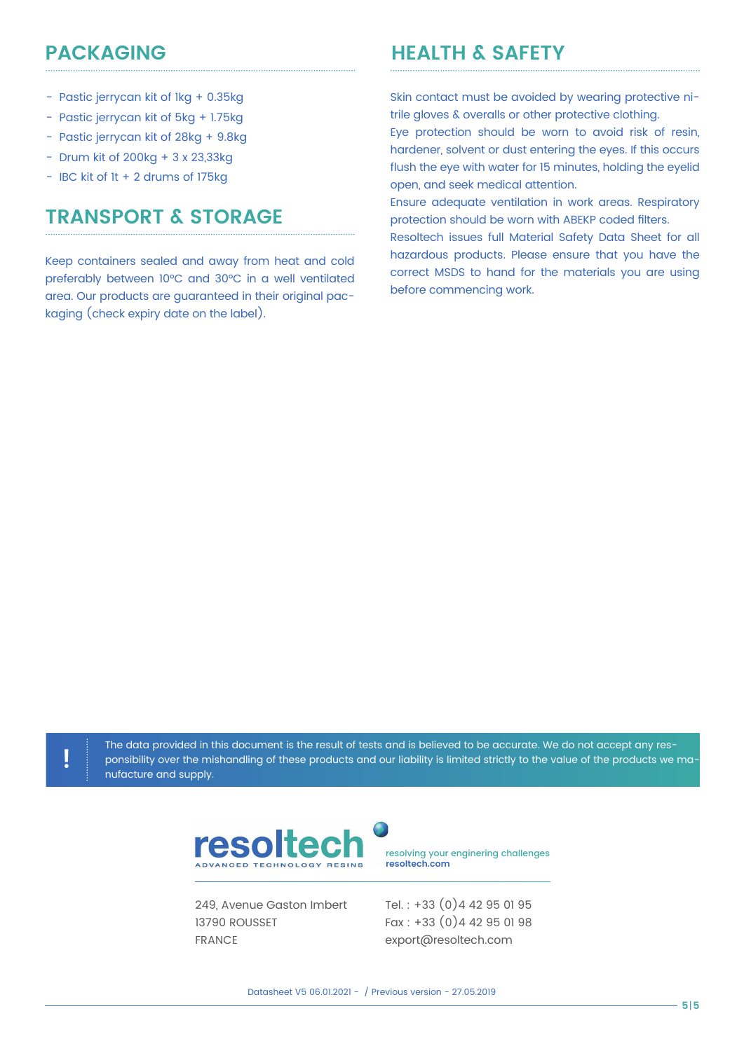## PACKAGING

- Pastic jerrycan kit of 1kg + 0.35kg
- Pastic jerrycan kit of 5kg + 1.75kg
- Pastic jerrycan kit of 28kg + 9.8kg
- Drum kit of 200kg + 3 x 23,33kg
- IBC kit of 1t + 2 drums of 175kg

## TRANSPORT & STORAGE

Keep containers sealed and away from heat and cold preferably between 10°C and 30°C in a well ventilated area. Our products are guaranteed in their original packaging (check expiry date on the label).

## HEALTH & SAFETY

Skin contact must be avoided by wearing protective nitrile gloves & overalls or other protective clothing.
Eye protection should be worn to avoid risk of resin, hardener, solvent or dust entering the eyes. If this occurs flush the eye with water for 15 minutes, holding the eyelid open, and seek medical attention.
Ensure adequate ventilation in work areas. Respiratory protection should be worn with ABEKP coded filters.
Resoltech issues full Material Safety Data Sheet for all hazardous products. Please ensure that you have the correct MSDS to hand for the materials you are using before commencing work.

**!** The data provided in this document is the result of tests and is believed to be accurate. We do not accept any responsibility over the mishandling of these products and our liability is limited strictly to the value of the products we manufacture and supply.

**resoltech**
ADVANCED TECHNOLOGY RESINS

resolving your enginering challenges
resoltech.com

249, Avenue Gaston Imbert
13790 ROUSSET
FRANCE

Tel. : +33 (0)4 42 95 01 95
Fax : +33 (0)4 42 95 01 98
export@resoltech.com

Datasheet V5 06.01.2021 - / Previous version - 27.05.2019